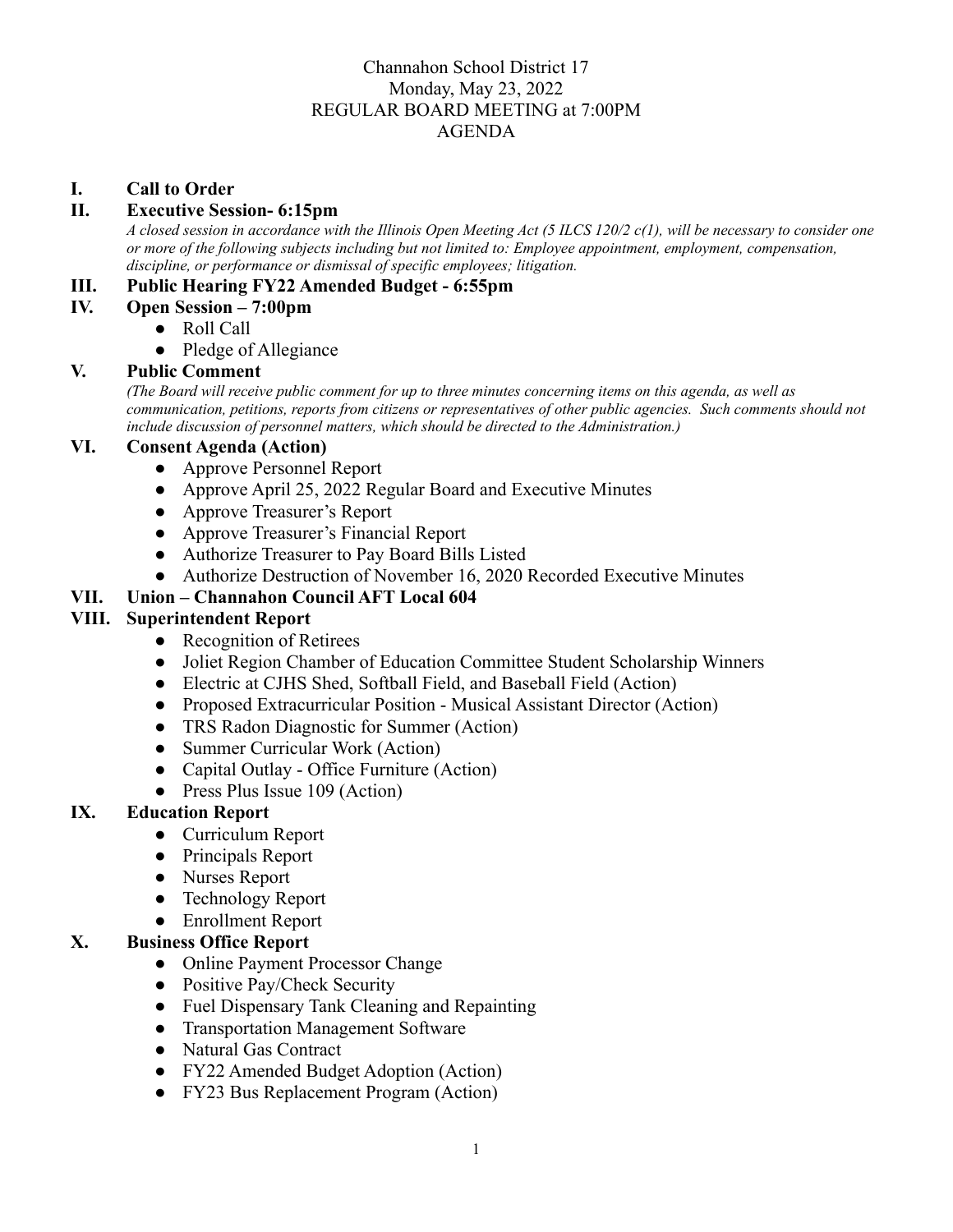# Channahon School District 17
## Monday, May 23, 2022
## REGULAR BOARD MEETING at 7:00PM
## AGENDA

**I. Call to Order**

**II. Executive Session- 6:15pm**

*A closed session in accordance with the Illinois Open Meeting Act (5 ILCS 120/2 c(1), will be necessary to consider one or more of the following subjects including but not limited to: Employee appointment, employment, compensation, discipline, or performance or dismissal of specific employees; litigation.*

**III. Public Hearing FY22 Amended Budget - 6:55pm**

**IV. Open Session – 7:00pm**

- Roll Call
- Pledge of Allegiance

**V. Public Comment**

*(The Board will receive public comment for up to three minutes concerning items on this agenda, as well as communication, petitions, reports from citizens or representatives of other public agencies. Such comments should not include discussion of personnel matters, which should be directed to the Administration.)*

**VI. Consent Agenda (Action)**

- Approve Personnel Report
- Approve April 25, 2022 Regular Board and Executive Minutes
- Approve Treasurer's Report
- Approve Treasurer's Financial Report
- Authorize Treasurer to Pay Board Bills Listed
- Authorize Destruction of November 16, 2020 Recorded Executive Minutes

**VII. Union – Channahon Council AFT Local 604**

**VIII. Superintendent Report**

- Recognition of Retirees
- Joliet Region Chamber of Education Committee Student Scholarship Winners
- Electric at CJHS Shed, Softball Field, and Baseball Field (Action)
- Proposed Extracurricular Position - Musical Assistant Director (Action)
- TRS Radon Diagnostic for Summer (Action)
- Summer Curricular Work (Action)
- Capital Outlay - Office Furniture (Action)
- Press Plus Issue 109 (Action)

**IX. Education Report**

- Curriculum Report
- Principals Report
- Nurses Report
- Technology Report
- Enrollment Report

**X. Business Office Report**

- Online Payment Processor Change
- Positive Pay/Check Security
- Fuel Dispensary Tank Cleaning and Repainting
- Transportation Management Software
- Natural Gas Contract
- FY22 Amended Budget Adoption (Action)
- FY23 Bus Replacement Program (Action)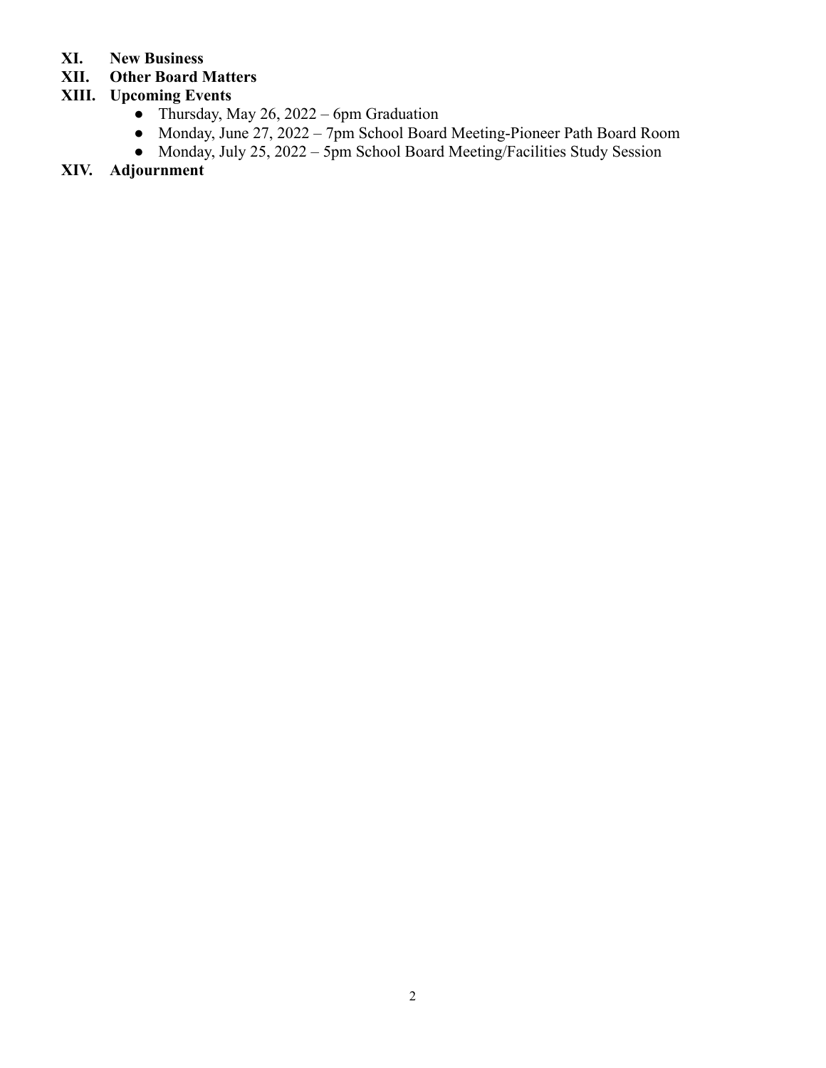**XI. New Business**

**XII. Other Board Matters**

**XIII. Upcoming Events**

- Thursday, May 26, 2022 – 6pm Graduation
- Monday, June 27, 2022 – 7pm School Board Meeting-Pioneer Path Board Room
- Monday, July 25, 2022 – 5pm School Board Meeting/Facilities Study Session

**XIV. Adjournment**